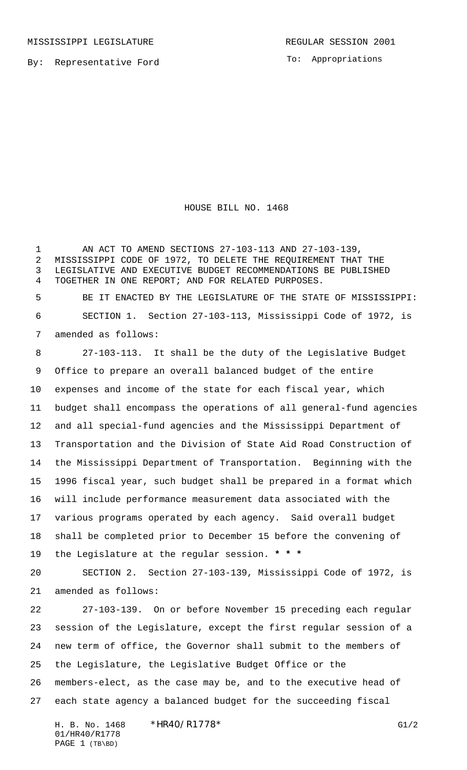MISSISSIPPI LEGISLATURE REGULAR SESSION 2001

By: Representative Ford

To: Appropriations

# HOUSE BILL NO. 1468

AN ACT TO AMEND SECTIONS 27-103-113 AND 27-103-139, MISSISSIPPI CODE OF 1972, TO DELETE THE REQUIREMENT THAT THE LEGISLATIVE AND EXECUTIVE BUDGET RECOMMENDATIONS BE PUBLISHED TOGETHER IN ONE REPORT; AND FOR RELATED PURPOSES.

BE IT ENACTED BY THE LEGISLATURE OF THE STATE OF MISSISSIPPI:

SECTION 1. Section 27-103-113, Mississippi Code of 1972, is amended as follows:

27-103-113. It shall be the duty of the Legislative Budget Office to prepare an overall balanced budget of the entire expenses and income of the state for each fiscal year, which budget shall encompass the operations of all general-fund agencies and all special-fund agencies and the Mississippi Department of Transportation and the Division of State Aid Road Construction of the Mississippi Department of Transportation. Beginning with the 1996 fiscal year, such budget shall be prepared in a format which will include performance measurement data associated with the various programs operated by each agency. Said overall budget shall be completed prior to December 15 before the convening of the Legislature at the regular session. * * *

SECTION 2. Section 27-103-139, Mississippi Code of 1972, is amended as follows:

27-103-139. On or before November 15 preceding each regular session of the Legislature, except the first regular session of a new term of office, the Governor shall submit to the members of the Legislature, the Legislative Budget Office or the members-elect, as the case may be, and to the executive head of each state agency a balanced budget for the succeeding fiscal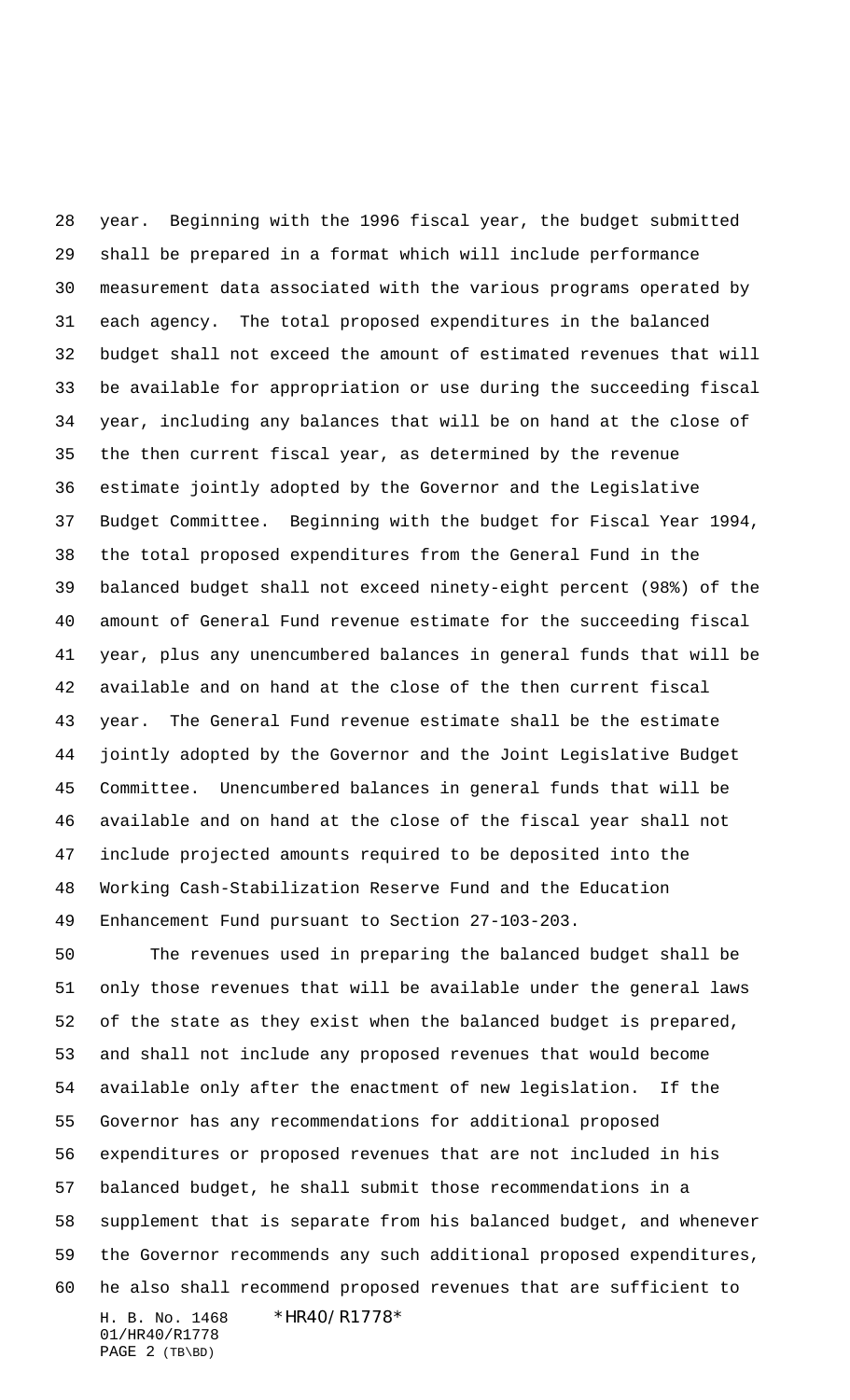year. Beginning with the 1996 fiscal year, the budget submitted shall be prepared in a format which will include performance measurement data associated with the various programs operated by each agency. The total proposed expenditures in the balanced budget shall not exceed the amount of estimated revenues that will be available for appropriation or use during the succeeding fiscal year, including any balances that will be on hand at the close of the then current fiscal year, as determined by the revenue estimate jointly adopted by the Governor and the Legislative Budget Committee. Beginning with the budget for Fiscal Year 1994, the total proposed expenditures from the General Fund in the balanced budget shall not exceed ninety-eight percent (98%) of the amount of General Fund revenue estimate for the succeeding fiscal year, plus any unencumbered balances in general funds that will be available and on hand at the close of the then current fiscal year. The General Fund revenue estimate shall be the estimate jointly adopted by the Governor and the Joint Legislative Budget Committee. Unencumbered balances in general funds that will be available and on hand at the close of the fiscal year shall not include projected amounts required to be deposited into the Working Cash-Stabilization Reserve Fund and the Education Enhancement Fund pursuant to Section 27-103-203.

The revenues used in preparing the balanced budget shall be only those revenues that will be available under the general laws of the state as they exist when the balanced budget is prepared, and shall not include any proposed revenues that would become available only after the enactment of new legislation. If the Governor has any recommendations for additional proposed expenditures or proposed revenues that are not included in his balanced budget, he shall submit those recommendations in a supplement that is separate from his balanced budget, and whenever the Governor recommends any such additional proposed expenditures, he also shall recommend proposed revenues that are sufficient to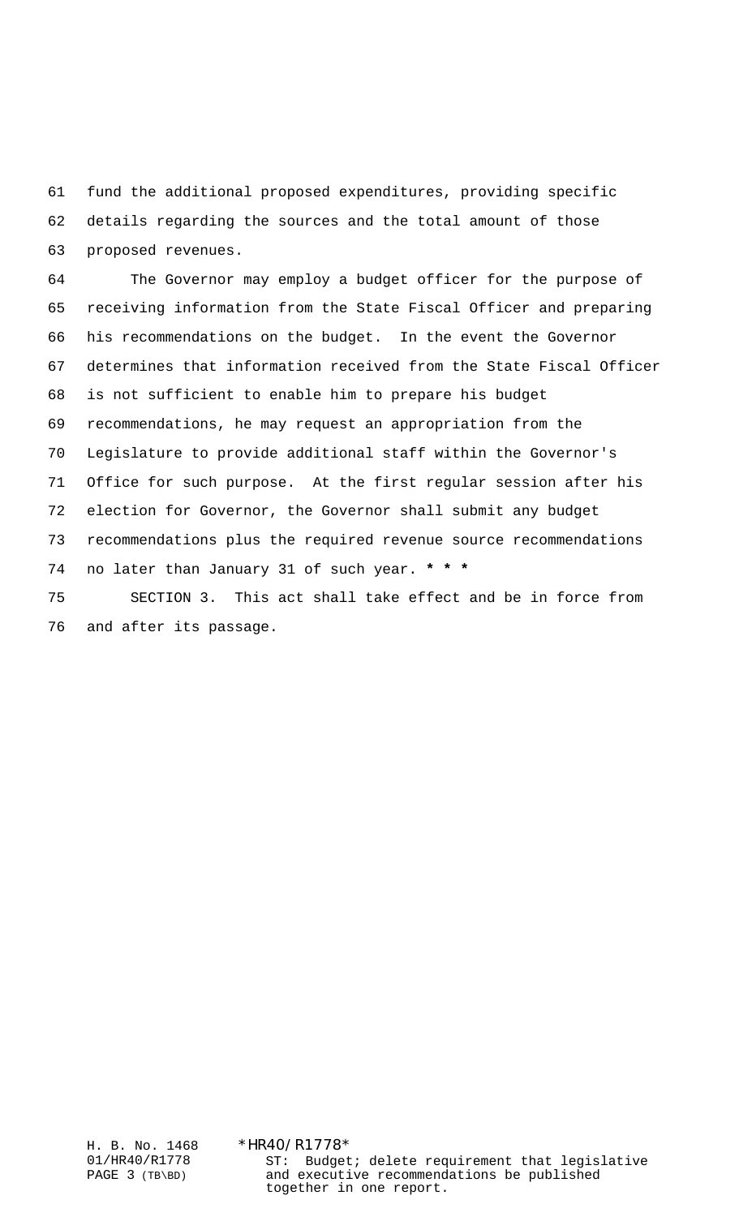fund the additional proposed expenditures, providing specific details regarding the sources and the total amount of those proposed revenues.

The Governor may employ a budget officer for the purpose of receiving information from the State Fiscal Officer and preparing his recommendations on the budget. In the event the Governor determines that information received from the State Fiscal Officer is not sufficient to enable him to prepare his budget recommendations, he may request an appropriation from the Legislature to provide additional staff within the Governor's Office for such purpose. At the first regular session after his election for Governor, the Governor shall submit any budget recommendations plus the required revenue source recommendations no later than January 31 of such year. *** * ***

SECTION 3. This act shall take effect and be in force from and after its passage.

ST: Budget; delete requirement that legislative and executive recommendations be published together in one report.